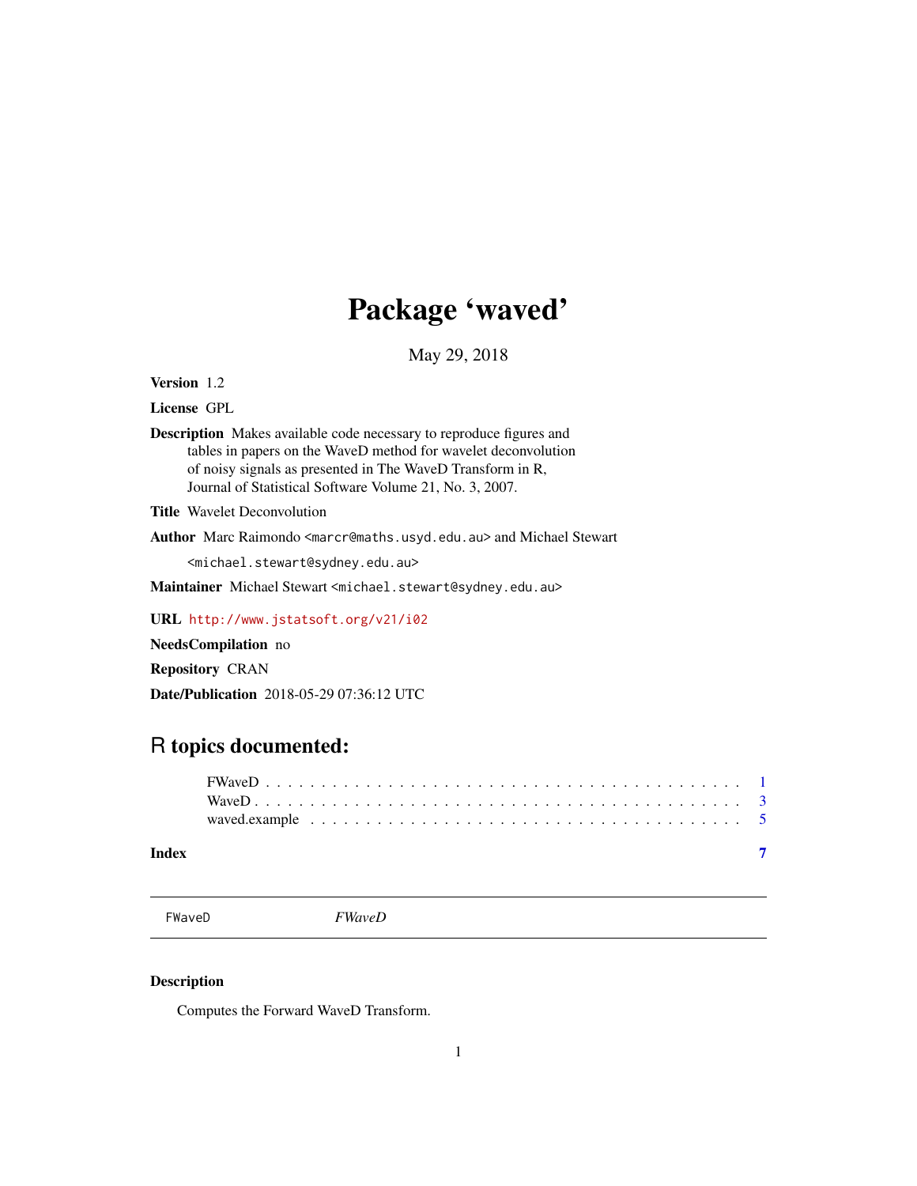# Package 'waved'

May 29, 2018

**Version** 1.2

**License** GPL

**Description** Makes available code necessary to reproduce figures and tables in papers on the WaveD method for wavelet deconvolution of noisy signals as presented in The WaveD Transform in R, Journal of Statistical Software Volume 21, No. 3, 2007.

**Title** Wavelet Deconvolution

**Author** Marc Raimondo <marcr@maths.usyd.edu.au> and Michael Stewart <michael.stewart@sydney.edu.au>

**Maintainer** Michael Stewart <michael.stewart@sydney.edu.au>

**URL** http://www.jstatsoft.org/v21/i02

**NeedsCompilation** no

**Repository** CRAN

**Date/Publication** 2018-05-29 07:36:12 UTC

## R topics documented:

- FWaveD . . . . . . . . . . . . . . . . . . . . . . . . . . . . . . . . . . . . . . . . . . 1
- WaveD . . . . . . . . . . . . . . . . . . . . . . . . . . . . . . . . . . . . . . . . . . . 3
- waved.example . . . . . . . . . . . . . . . . . . . . . . . . . . . . . . . . . . . . . . 5

**Index** 7

---

FWaveD *FWaveD*

---

### Description

Computes the Forward WaveD Transform.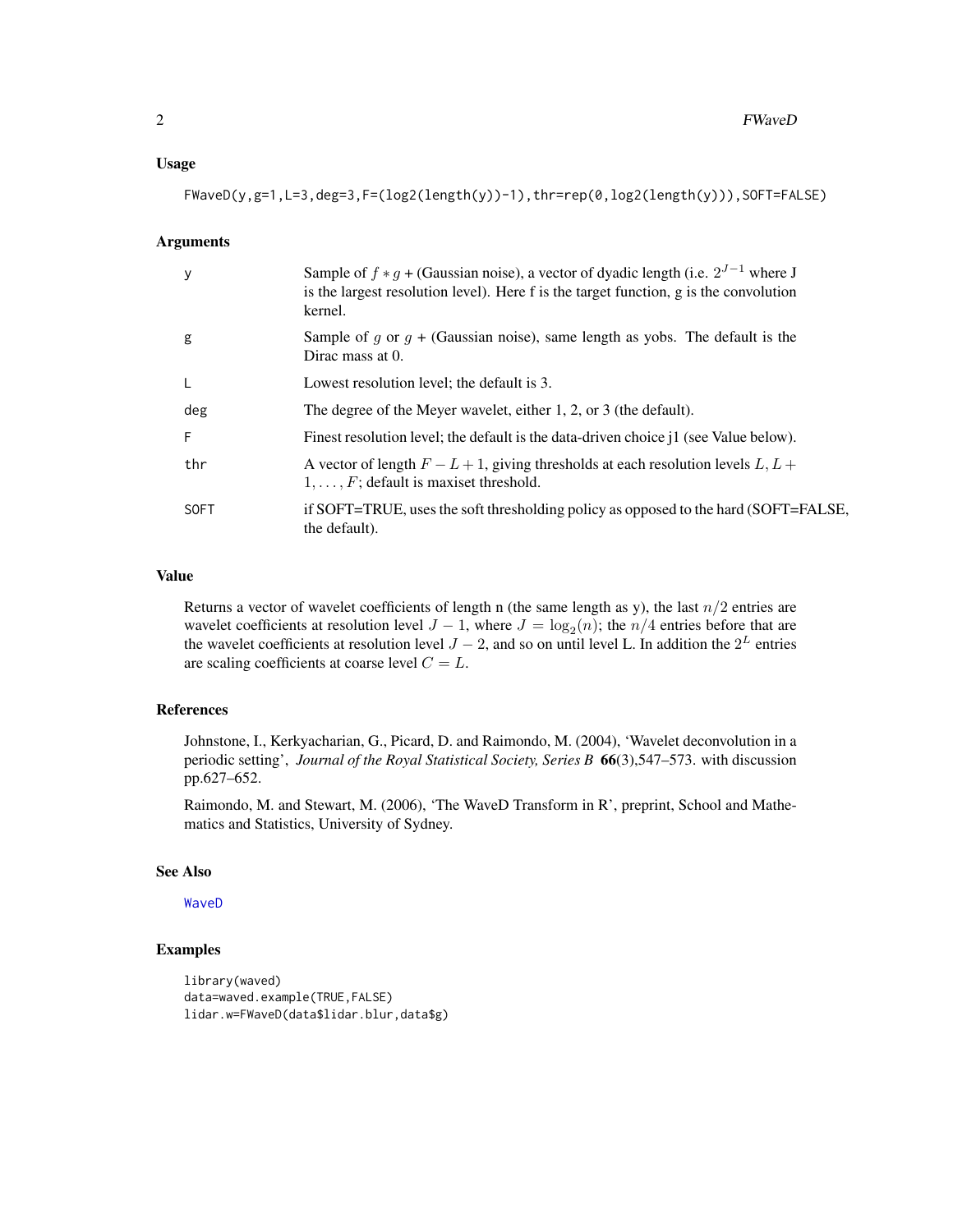### Usage

```
FWaveD(y,g=1,L=3,deg=3,F=(log2(length(y))-1),thr=rep(0,log2(length(y))),SOFT=FALSE)
```

### Arguments

| | |
|---|---|
| y | Sample of $f * g$ + (Gaussian noise), a vector of dyadic length (i.e. $2^{J-1}$ where J is the largest resolution level). Here f is the target function, g is the convolution kernel. |
| g | Sample of $g$ or $g$ + (Gaussian noise), same length as yobs. The default is the Dirac mass at 0. |
| L | Lowest resolution level; the default is 3. |
| deg | The degree of the Meyer wavelet, either 1, 2, or 3 (the default). |
| F | Finest resolution level; the default is the data-driven choice j1 (see Value below). |
| thr | A vector of length $F - L + 1$, giving thresholds at each resolution levels $L, L + 1, \ldots, F$; default is maxiset threshold. |
| SOFT | if SOFT=TRUE, uses the soft thresholding policy as opposed to the hard (SOFT=FALSE, the default). |

### Value

Returns a vector of wavelet coefficients of length n (the same length as y), the last $n/2$ entries are wavelet coefficients at resolution level $J - 1$, where $J = \log_2(n)$; the $n/4$ entries before that are the wavelet coefficients at resolution level $J - 2$, and so on until level L. In addition the $2^L$ entries are scaling coefficients at coarse level $C = L$.

### References

Johnstone, I., Kerkyacharian, G., Picard, D. and Raimondo, M. (2004), 'Wavelet deconvolution in a periodic setting', *Journal of the Royal Statistical Society, Series B* **66**(3),547–573. with discussion pp.627–652.

Raimondo, M. and Stewart, M. (2006), 'The WaveD Transform in R', preprint, School and Mathematics and Statistics, University of Sydney.

### See Also

WaveD

### Examples

```
library(waved)
data=waved.example(TRUE,FALSE)
lidar.w=FWaveD(data$lidar.blur,data$g)
```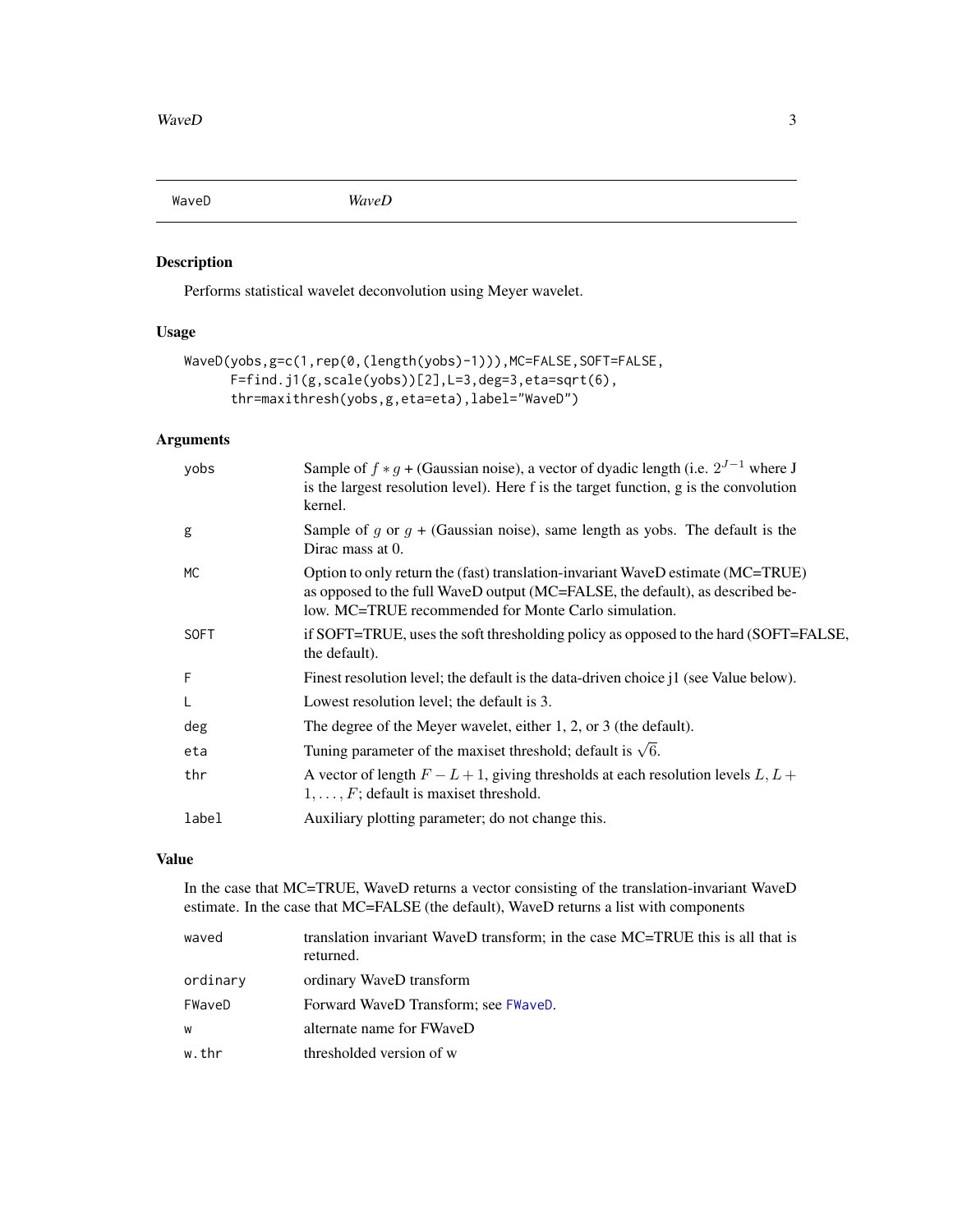| WaveD | *WaveD* |
| --- | --- |

### Description

Performs statistical wavelet deconvolution using Meyer wavelet.

### Usage

```
WaveD(yobs,g=c(1,rep(0,(length(yobs)-1))),MC=FALSE,SOFT=FALSE,
      F=find.j1(g,scale(yobs))[2],L=3,deg=3,eta=sqrt(6),
      thr=maxithresh(yobs,g,eta=eta),label="WaveD")
```

### Arguments

| | |
| --- | --- |
| `yobs` | Sample of $f * g$ + (Gaussian noise), a vector of dyadic length (i.e. $2^{J-1}$ where J is the largest resolution level). Here f is the target function, g is the convolution kernel. |
| `g` | Sample of $g$ or $g$ + (Gaussian noise), same length as yobs. The default is the Dirac mass at 0. |
| `MC` | Option to only return the (fast) translation-invariant WaveD estimate (MC=TRUE) as opposed to the full WaveD output (MC=FALSE, the default), as described below. MC=TRUE recommended for Monte Carlo simulation. |
| `SOFT` | if SOFT=TRUE, uses the soft thresholding policy as opposed to the hard (SOFT=FALSE, the default). |
| `F` | Finest resolution level; the default is the data-driven choice j1 (see Value below). |
| `L` | Lowest resolution level; the default is 3. |
| `deg` | The degree of the Meyer wavelet, either 1, 2, or 3 (the default). |
| `eta` | Tuning parameter of the maxiset threshold; default is $\sqrt{6}$. |
| `thr` | A vector of length $F - L + 1$, giving thresholds at each resolution levels $L, L + 1, \dots, F$; default is maxiset threshold. |
| `label` | Auxiliary plotting parameter; do not change this. |

### Value

In the case that MC=TRUE, WaveD returns a vector consisting of the translation-invariant WaveD estimate. In the case that MC=FALSE (the default), WaveD returns a list with components

| | |
| --- | --- |
| `waved` | translation invariant WaveD transform; in the case MC=TRUE this is all that is returned. |
| `ordinary` | ordinary WaveD transform |
| `FWaveD` | Forward WaveD Transform; see `FWaveD`. |
| `w` | alternate name for FWaveD |
| `w.thr` | thresholded version of w |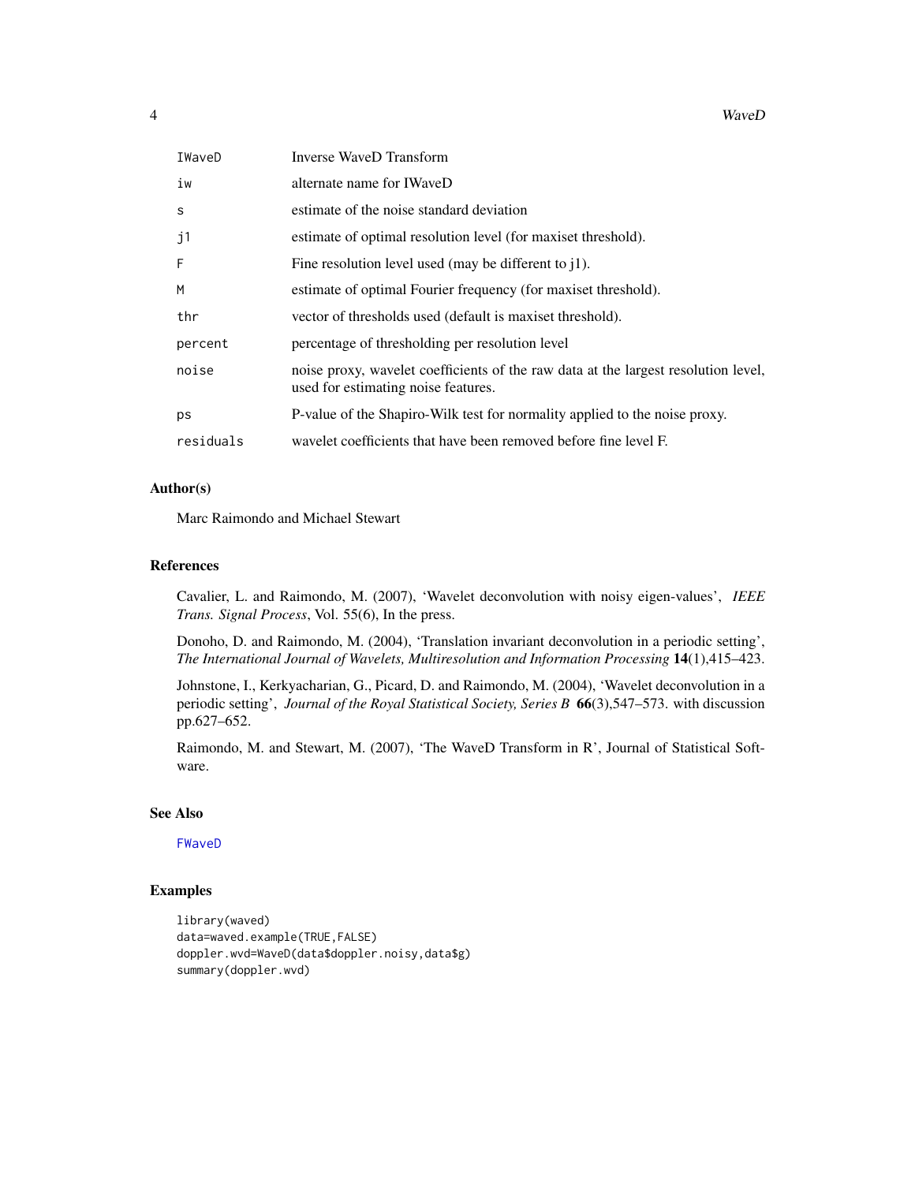| | |
|---|---|
| IWaveD | Inverse WaveD Transform |
| iw | alternate name for IWaveD |
| s | estimate of the noise standard deviation |
| j1 | estimate of optimal resolution level (for maxiset threshold). |
| F | Fine resolution level used (may be different to j1). |
| M | estimate of optimal Fourier frequency (for maxiset threshold). |
| thr | vector of thresholds used (default is maxiset threshold). |
| percent | percentage of thresholding per resolution level |
| noise | noise proxy, wavelet coefficients of the raw data at the largest resolution level, used for estimating noise features. |
| ps | P-value of the Shapiro-Wilk test for normality applied to the noise proxy. |
| residuals | wavelet coefficients that have been removed before fine level F. |

## Author(s)

Marc Raimondo and Michael Stewart

## References

Cavalier, L. and Raimondo, M. (2007), 'Wavelet deconvolution with noisy eigen-values', *IEEE Trans. Signal Process*, Vol. 55(6), In the press.

Donoho, D. and Raimondo, M. (2004), 'Translation invariant deconvolution in a periodic setting', *The International Journal of Wavelets, Multiresolution and Information Processing* **14**(1),415–423.

Johnstone, I., Kerkyacharian, G., Picard, D. and Raimondo, M. (2004), 'Wavelet deconvolution in a periodic setting', *Journal of the Royal Statistical Society, Series B* **66**(3),547–573. with discussion pp.627–652.

Raimondo, M. and Stewart, M. (2007), 'The WaveD Transform in R', Journal of Statistical Software.

## See Also

FWaveD

## Examples

```
library(waved)
data=waved.example(TRUE,FALSE)
doppler.wvd=WaveD(data$doppler.noisy,data$g)
summary(doppler.wvd)
```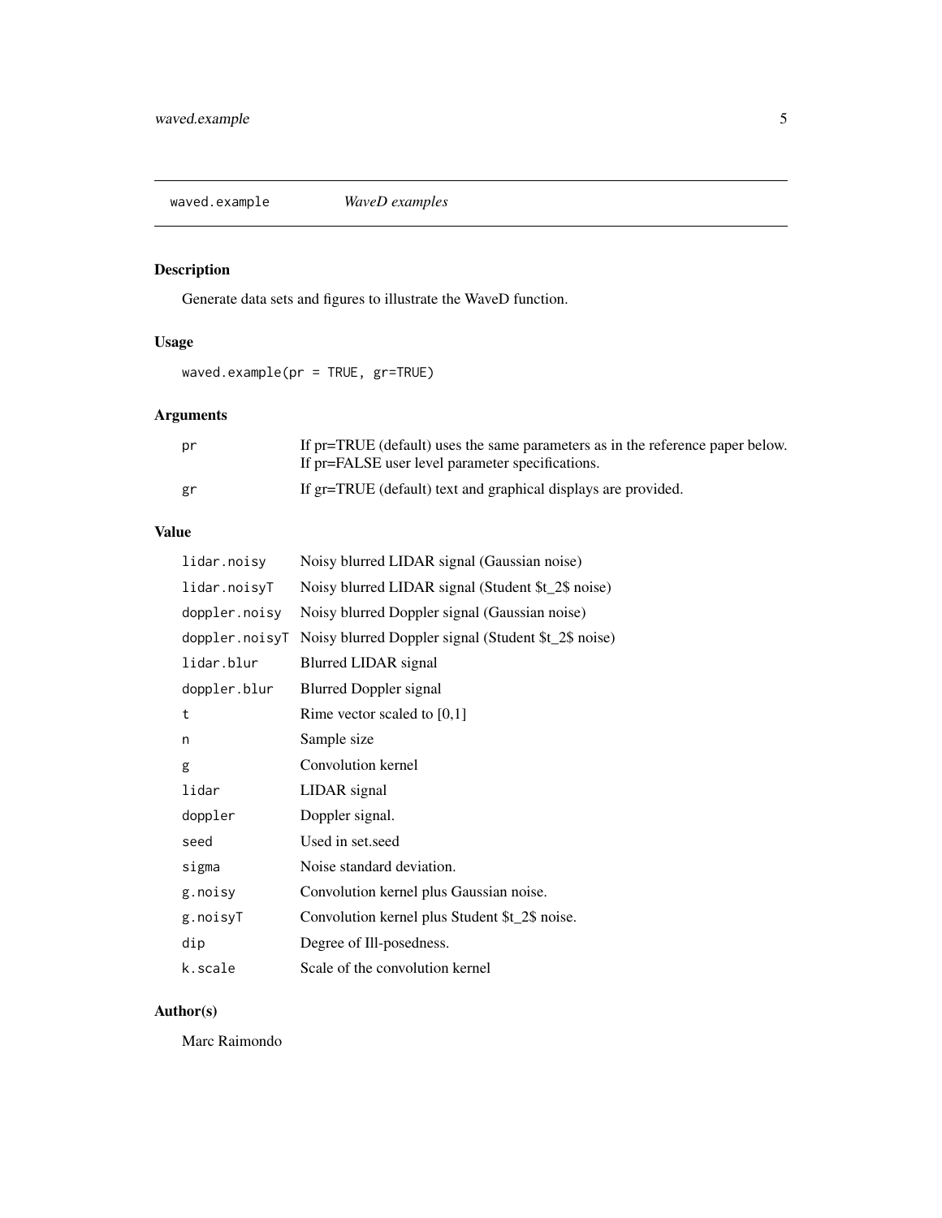waved.example — *WaveD examples*

## Description

Generate data sets and figures to illustrate the WaveD function.

## Usage

```
waved.example(pr = TRUE, gr=TRUE)
```

## Arguments

| | |
|---|---|
| pr | If pr=TRUE (default) uses the same parameters as in the reference paper below. If pr=FALSE user level parameter specifications. |
| gr | If gr=TRUE (default) text and graphical displays are provided. |

## Value

| | |
|---|---|
| lidar.noisy | Noisy blurred LIDAR signal (Gaussian noise) |
| lidar.noisyT | Noisy blurred LIDAR signal (Student $t_2$ noise) |
| doppler.noisy | Noisy blurred Doppler signal (Gaussian noise) |
| doppler.noisyT | Noisy blurred Doppler signal (Student $t_2$ noise) |
| lidar.blur | Blurred LIDAR signal |
| doppler.blur | Blurred Doppler signal |
| t | Rime vector scaled to [0,1] |
| n | Sample size |
| g | Convolution kernel |
| lidar | LIDAR signal |
| doppler | Doppler signal. |
| seed | Used in set.seed |
| sigma | Noise standard deviation. |
| g.noisy | Convolution kernel plus Gaussian noise. |
| g.noisyT | Convolution kernel plus Student $t_2$ noise. |
| dip | Degree of Ill-posedness. |
| k.scale | Scale of the convolution kernel |

## Author(s)

Marc Raimondo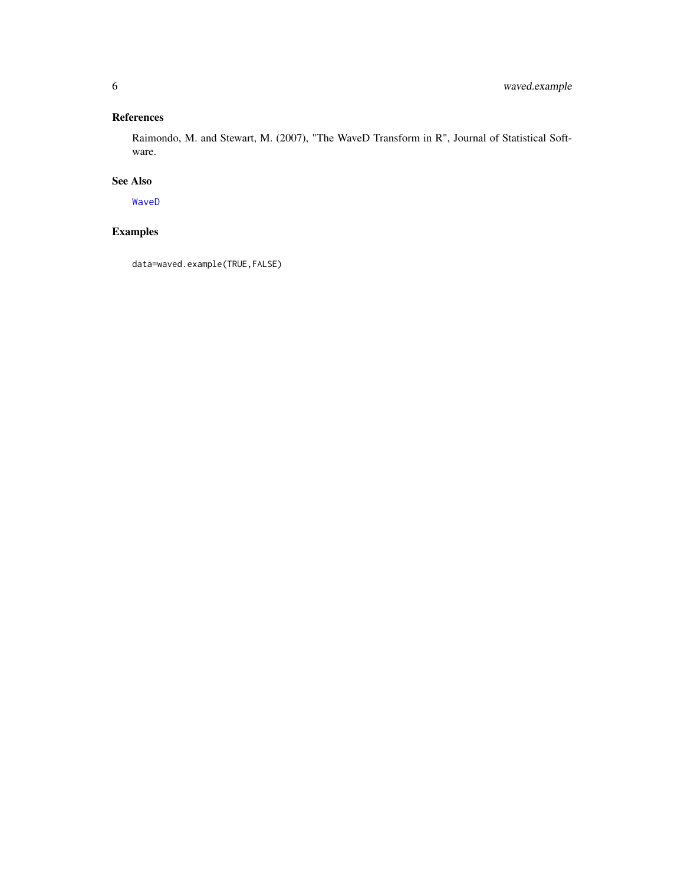## References

Raimondo, M. and Stewart, M. (2007), "The WaveD Transform in R", Journal of Statistical Software.

## See Also

WaveD

## Examples

```
data=waved.example(TRUE,FALSE)
```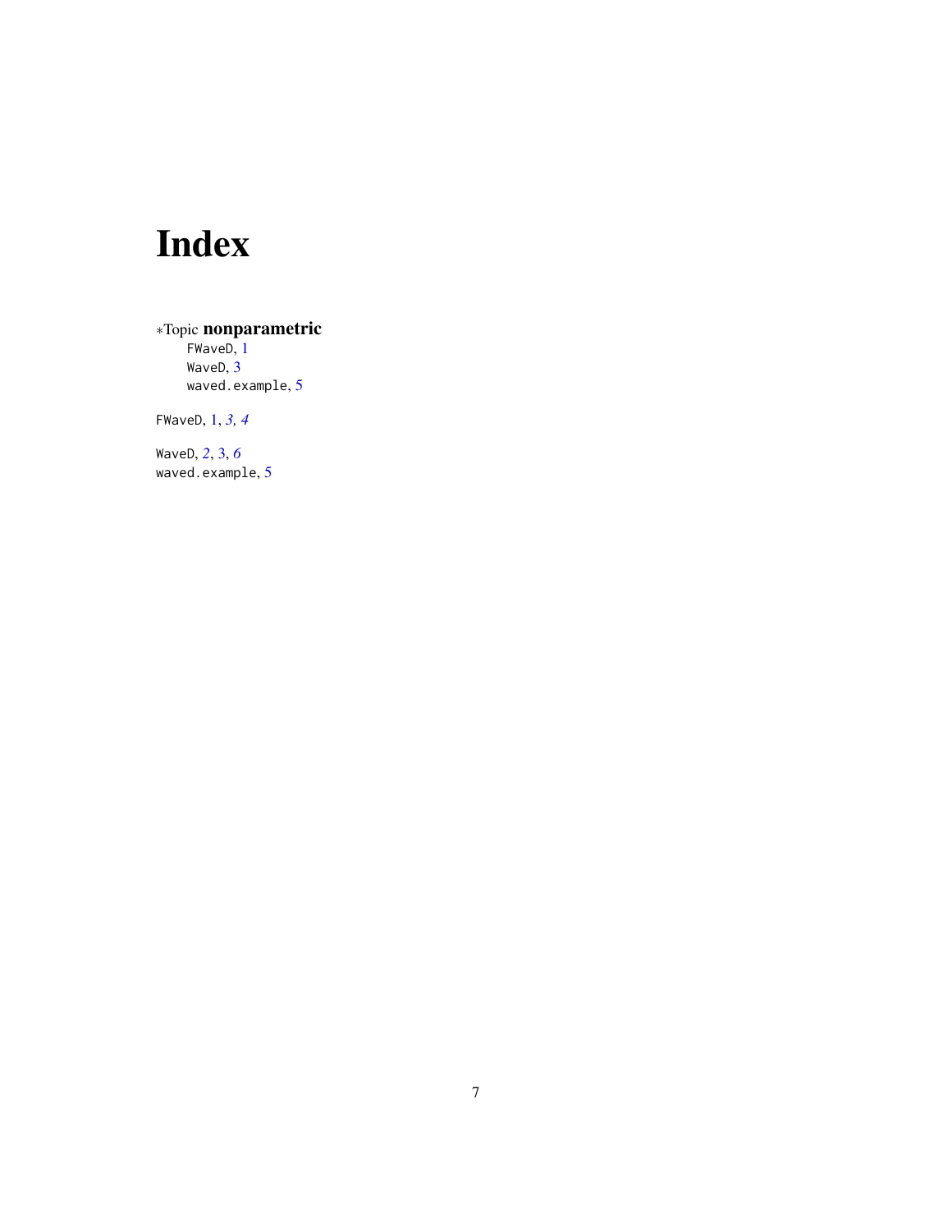# Index

*Topic **nonparametric**
- FWaveD, 1
- WaveD, 3
- waved.example, 5

FWaveD, 1, *3, 4*

WaveD, *2*, 3, *6*
waved.example, 5